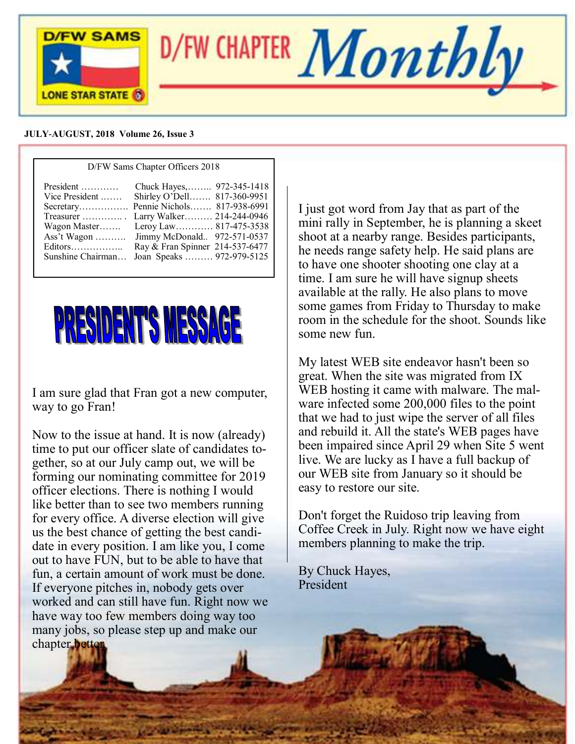# D/FW CHAPTER *Monthly*

**JULY-AUGUST, 2018 Volume 26, Issue 3**

D/FW Sams Chapter Officers 2018

| | | |
|---|---|---|
| President ………… | Chuck Hayes,…….. | 972-345-1418 |
| Vice President ……. | Shirley O'Dell……. | 817-360-9951 |
| Secretary……………. | Pennie Nichols……. | 817-938-6991 |
| Treasurer …………. . | Larry Walker……… | 214-244-0946 |
| Wagon Master……. | Leroy Law………… | 817-475-3538 |
| Ass't Wagon ………. | Jimmy McDonald.. | 972-571-0537 |
| Editors…………….. | Ray & Fran Spinner | 214-537-6477 |
| Sunshine Chairman… | Joan Speaks ……… | 972-979-5125 |

## PRESIDENT'S MESSAGE

I am sure glad that Fran got a new computer, way to go Fran!

Now to the issue at hand. It is now (already) time to put our officer slate of candidates together, so at our July camp out, we will be forming our nominating committee for 2019 officer elections. There is nothing I would like better than to see two members running for every office. A diverse election will give us the best chance of getting the best candidate in every position. I am like you, I come out to have FUN, but to be able to have that fun, a certain amount of work must be done. If everyone pitches in, nobody gets over worked and can still have fun. Right now we have way too few members doing way too many jobs, so please step up and make our chapter better.

I just got word from Jay that as part of the mini rally in September, he is planning a skeet shoot at a nearby range. Besides participants, he needs range safety help. He said plans are to have one shooter shooting one clay at a time. I am sure he will have signup sheets available at the rally. He also plans to move some games from Friday to Thursday to make room in the schedule for the shoot. Sounds like some new fun.

My latest WEB site endeavor hasn't been so great. When the site was migrated from IX WEB hosting it came with malware. The malware infected some 200,000 files to the point that we had to just wipe the server of all files and rebuild it. All the state's WEB pages have been impaired since April 29 when Site 5 went live. We are lucky as I have a full backup of our WEB site from January so it should be easy to restore our site.

Don't forget the Ruidoso trip leaving from Coffee Creek in July. Right now we have eight members planning to make the trip.

By Chuck Hayes,
President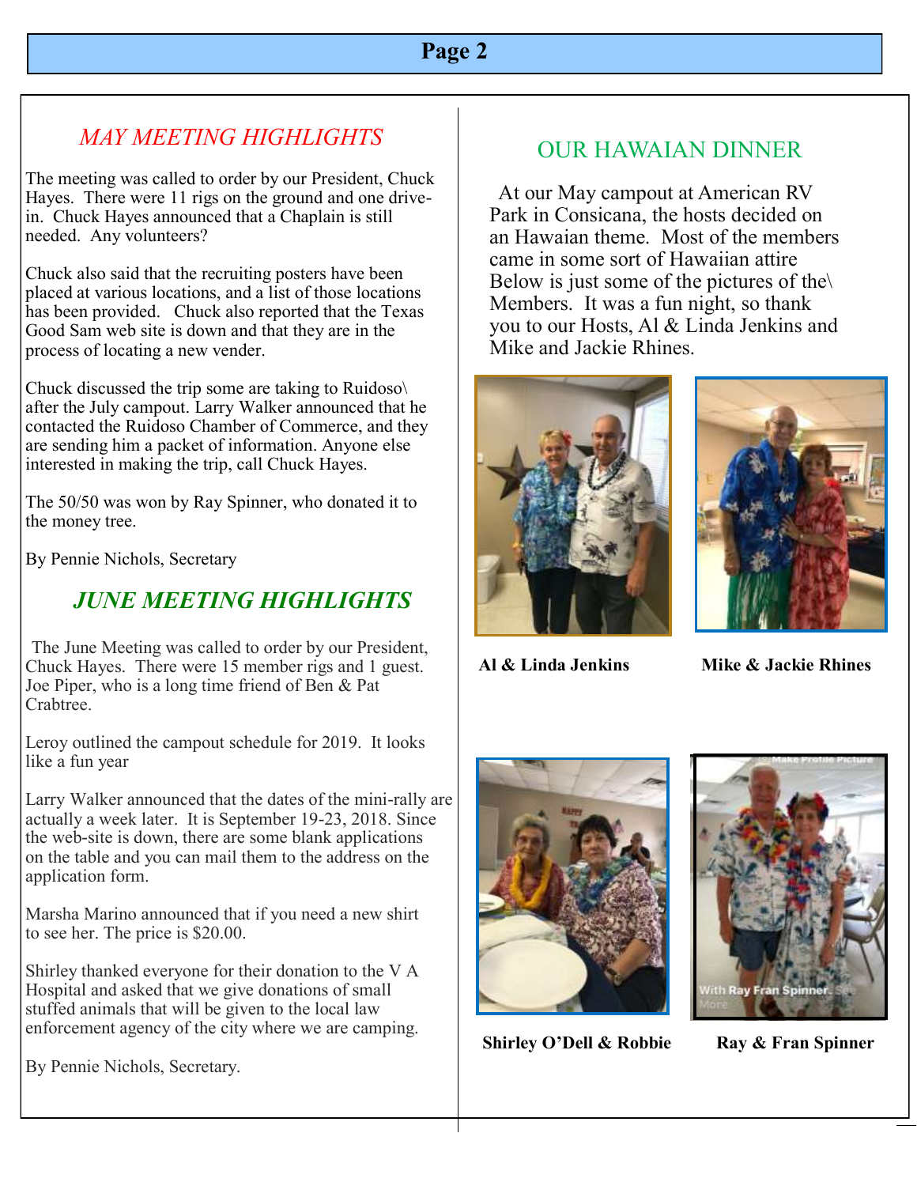## *MAY MEETING HIGHLIGHTS*

The meeting was called to order by our President, Chuck Hayes. There were 11 rigs on the ground and one drive-in. Chuck Hayes announced that a Chaplain is still needed. Any volunteers?

Chuck also said that the recruiting posters have been placed at various locations, and a list of those locations has been provided. Chuck also reported that the Texas Good Sam web site is down and that they are in the process of locating a new vender.

Chuck discussed the trip some are taking to Ruidoso\ after the July campout. Larry Walker announced that he contacted the Ruidoso Chamber of Commerce, and they are sending him a packet of information. Anyone else interested in making the trip, call Chuck Hayes.

The 50/50 was won by Ray Spinner, who donated it to the money tree.

By Pennie Nichols, Secretary

## *JUNE MEETING HIGHLIGHTS*

The June Meeting was called to order by our President, Chuck Hayes. There were 15 member rigs and 1 guest. Joe Piper, who is a long time friend of Ben & Pat Crabtree.

Leroy outlined the campout schedule for 2019. It looks like a fun year

Larry Walker announced that the dates of the mini-rally are actually a week later. It is September 19-23, 2018. Since the web-site is down, there are some blank applications on the table and you can mail them to the address on the application form.

Marsha Marino announced that if you need a new shirt to see her. The price is $20.00.

Shirley thanked everyone for their donation to the V A Hospital and asked that we give donations of small stuffed animals that will be given to the local law enforcement agency of the city where we are camping.

By Pennie Nichols, Secretary.

## OUR HAWAIAN DINNER

At our May campout at American RV Park in Consicana, the hosts decided on an Hawaian theme. Most of the members came in some sort of Hawaiian attire Below is just some of the pictures of the\ Members. It was a fun night, so thank you to our Hosts, Al & Linda Jenkins and Mike and Jackie Rhines.

**Al & Linda Jenkins**

**Mike & Jackie Rhines**

**Shirley O'Dell & Robbie**

**Ray & Fran Spinner**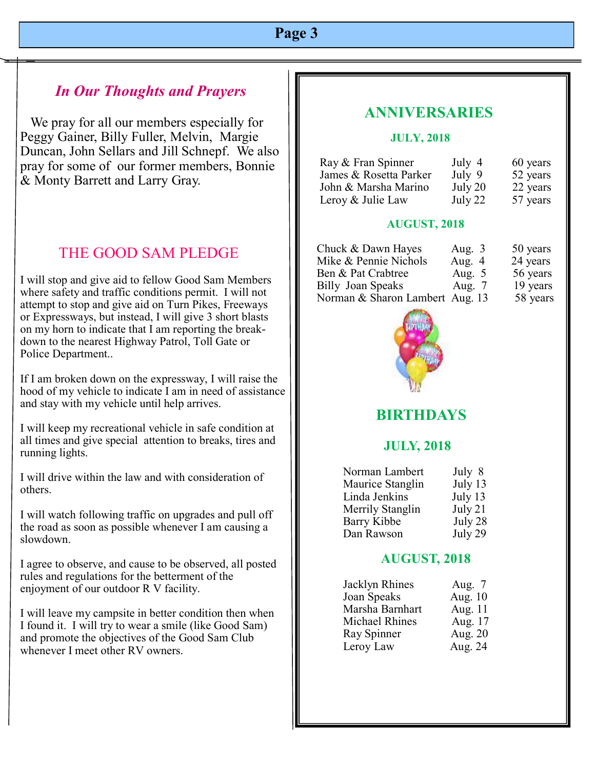## *In Our Thoughts and Prayers*

We pray for all our members especially for Peggy Gainer, Billy Fuller, Melvin, Margie Duncan, John Sellars and Jill Schnepf. We also pray for some of our former members, Bonnie & Monty Barrett and Larry Gray.

## THE GOOD SAM PLEDGE

I will stop and give aid to fellow Good Sam Members where safety and traffic conditions permit. I will not attempt to stop and give aid on Turn Pikes, Freeways or Expressways, but instead, I will give 3 short blasts on my horn to indicate that I am reporting the break-down to the nearest Highway Patrol, Toll Gate or Police Department..

If I am broken down on the expressway, I will raise the hood of my vehicle to indicate I am in need of assistance and stay with my vehicle until help arrives.

I will keep my recreational vehicle in safe condition at all times and give special attention to breaks, tires and running lights.

I will drive within the law and with consideration of others.

I will watch following traffic on upgrades and pull off the road as soon as possible whenever I am causing a slowdown.

I agree to observe, and cause to be observed, all posted rules and regulations for the betterment of the enjoyment of our outdoor R V facility.

I will leave my campsite in better condition then when I found it. I will try to wear a smile (like Good Sam) and promote the objectives of the Good Sam Club whenever I meet other RV owners.

## ANNIVERSARIES

### JULY, 2018

| | | |
|---|---|---|
| Ray & Fran Spinner | July 4 | 60 years |
| James & Rosetta Parker | July 9 | 52 years |
| John & Marsha Marino | July 20 | 22 years |
| Leroy & Julie Law | July 22 | 57 years |

### AUGUST, 2018

| | | |
|---|---|---|
| Chuck & Dawn Hayes | Aug. 3 | 50 years |
| Mike & Pennie Nichols | Aug. 4 | 24 years |
| Ben & Pat Crabtree | Aug. 5 | 56 years |
| Billy Joan Speaks | Aug. 7 | 19 years |
| Norman & Sharon Lambert | Aug. 13 | 58 years |

## BIRTHDAYS

### JULY, 2018

| | |
|---|---|
| Norman Lambert | July 8 |
| Maurice Stanglin | July 13 |
| Linda Jenkins | July 13 |
| Merrily Stanglin | July 21 |
| Barry Kibbe | July 28 |
| Dan Rawson | July 29 |

### AUGUST, 2018

| | |
|---|---|
| Jacklyn Rhines | Aug. 7 |
| Joan Speaks | Aug. 10 |
| Marsha Barnhart | Aug. 11 |
| Michael Rhines | Aug. 17 |
| Ray Spinner | Aug. 20 |
| Leroy Law | Aug. 24 |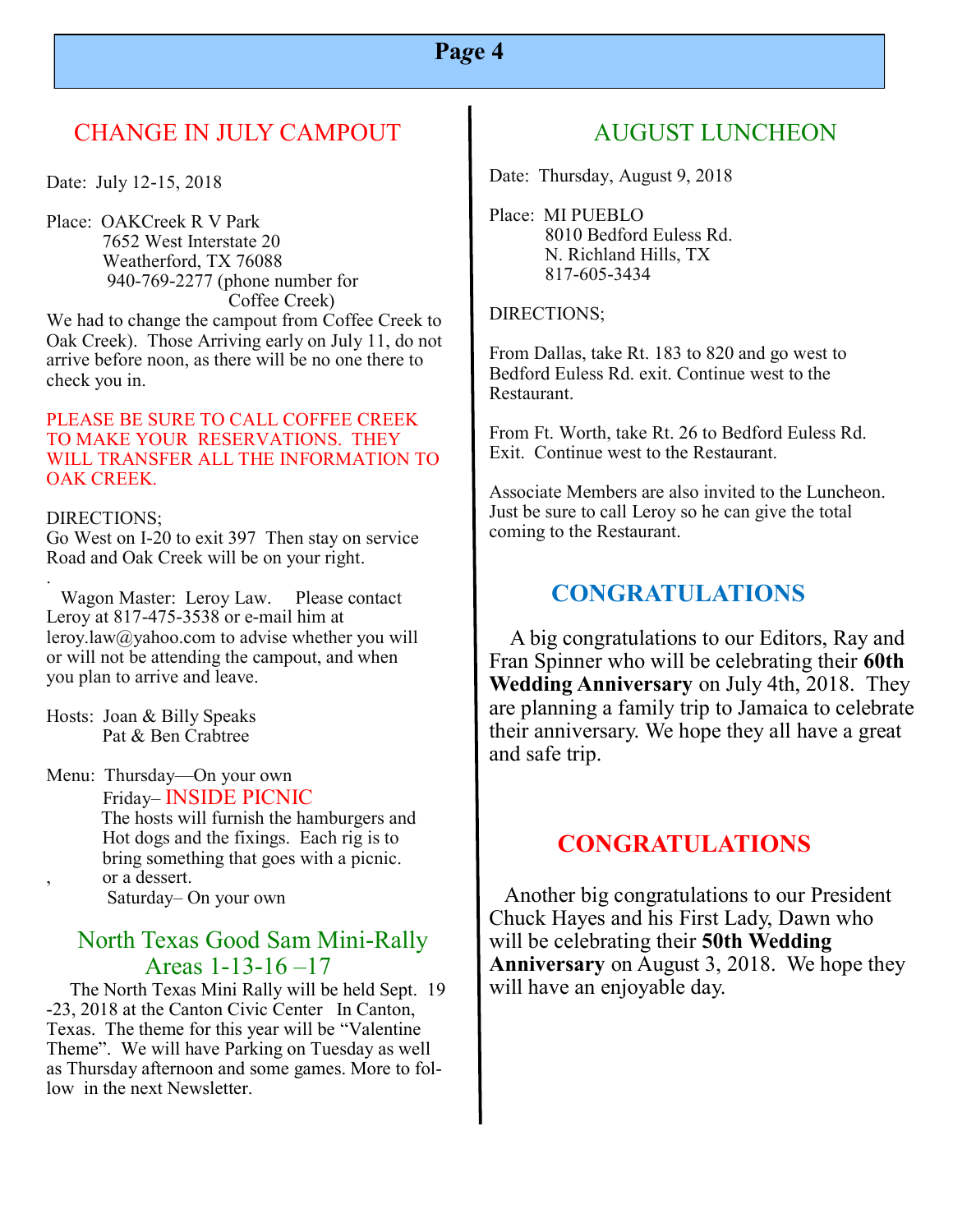## CHANGE IN JULY CAMPOUT

Date: July 12-15, 2018

Place: OAKCreek R V Park
7652 West Interstate 20
Weatherford, TX 76088
940-769-2277 (phone number for Coffee Creek)

We had to change the campout from Coffee Creek to Oak Creek). Those Arriving early on July 11, do not arrive before noon, as there will be no one there to check you in.

PLEASE BE SURE TO CALL COFFEE CREEK TO MAKE YOUR RESERVATIONS. THEY WILL TRANSFER ALL THE INFORMATION TO OAK CREEK.

DIRECTIONS;
Go West on I-20 to exit 397 Then stay on service Road and Oak Creek will be on your right.

Wagon Master: Leroy Law. Please contact Leroy at 817-475-3538 or e-mail him at leroy.law@yahoo.com to advise whether you will or will not be attending the campout, and when you plan to arrive and leave.

Hosts: Joan & Billy Speaks
Pat & Ben Crabtree

Menu: Thursday—On your own
Friday– INSIDE PICNIC
The hosts will furnish the hamburgers and Hot dogs and the fixings. Each rig is to bring something that goes with a picnic. or a dessert.
Saturday– On your own

## North Texas Good Sam Mini-Rally Areas 1-13-16 –17

The North Texas Mini Rally will be held Sept. 19 -23, 2018 at the Canton Civic Center In Canton, Texas. The theme for this year will be "Valentine Theme". We will have Parking on Tuesday as well as Thursday afternoon and some games. More to follow in the next Newsletter.

## AUGUST LUNCHEON

Date: Thursday, August 9, 2018

Place: MI PUEBLO
8010 Bedford Euless Rd.
N. Richland Hills, TX
817-605-3434

DIRECTIONS;

From Dallas, take Rt. 183 to 820 and go west to Bedford Euless Rd. exit. Continue west to the Restaurant.

From Ft. Worth, take Rt. 26 to Bedford Euless Rd. Exit. Continue west to the Restaurant.

Associate Members are also invited to the Luncheon. Just be sure to call Leroy so he can give the total coming to the Restaurant.

## CONGRATULATIONS

A big congratulations to our Editors, Ray and Fran Spinner who will be celebrating their **60th Wedding Anniversary** on July 4th, 2018. They are planning a family trip to Jamaica to celebrate their anniversary. We hope they all have a great and safe trip.

## CONGRATULATIONS

Another big congratulations to our President Chuck Hayes and his First Lady, Dawn who will be celebrating their **50th Wedding Anniversary** on August 3, 2018. We hope they will have an enjoyable day.